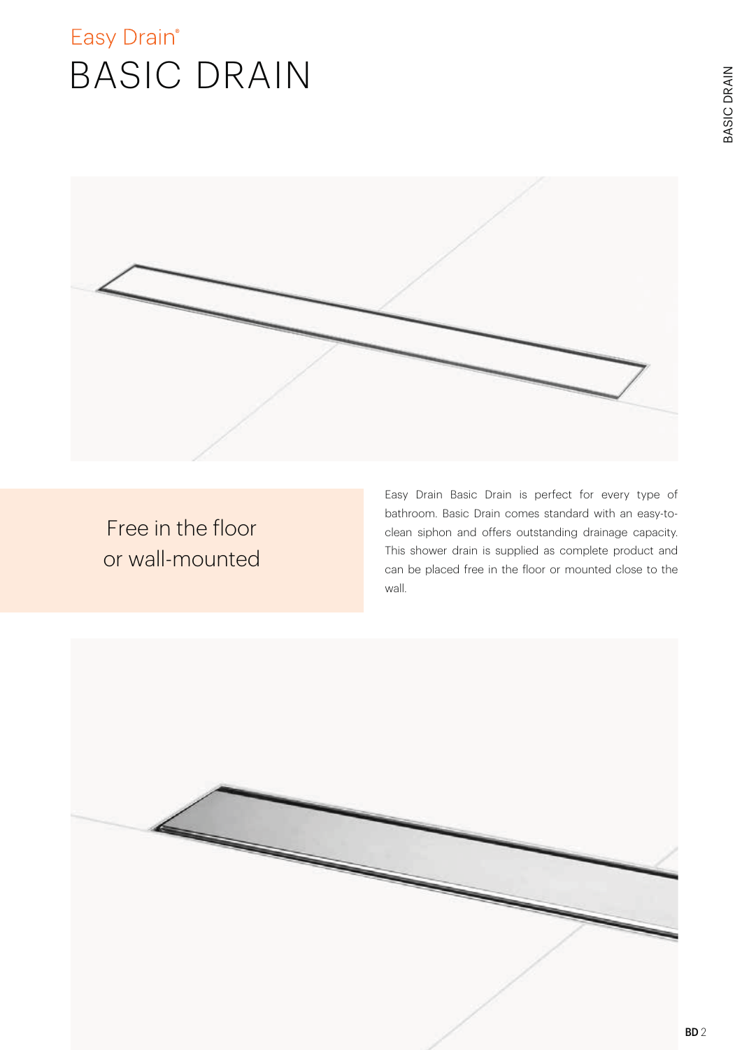Easy Drain®

# BASIC DRAIN

## Free in the floor or wall-mounted

Easy Drain Basic Drain is perfect for every type of bathroom. Basic Drain comes standard with an easy-to-clean siphon and offers outstanding drainage capacity. This shower drain is supplied as complete product and can be placed free in the floor or mounted close to the wall.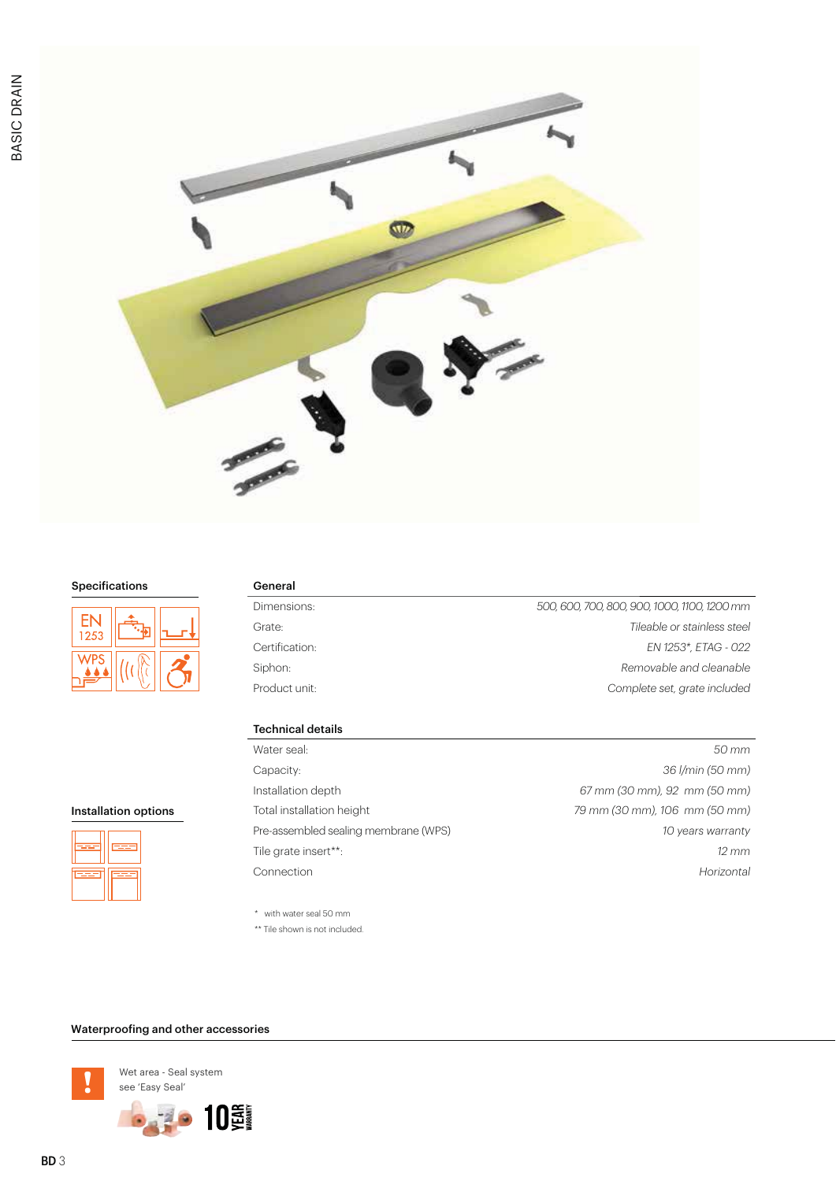### Specifications

EN 1253

WPS

### General

| | |
|---|---|
| Dimensions: | *500, 600, 700, 800, 900, 1000, 1100, 1200 mm* |
| Grate: | *Tileable or stainless steel* |
| Certification: | *EN 1253*, ETAG - 022* |
| Siphon: | *Removable and cleanable* |
| Product unit: | *Complete set, grate included* |

### Technical details

| | |
|---|---|
| Water seal: | *50 mm* |
| Capacity: | *36 l/min (50 mm)* |
| Installation depth | *67 mm (30 mm), 92 mm (50 mm)* |
| Total installation height | *79 mm (30 mm), 106 mm (50 mm)* |
| Pre-assembled sealing membrane (WPS) | *10 years warranty* |
| Tile grate insert**: | *12 mm* |
| Connection | *Horizontal* |

\* with water seal 50 mm

** Tile shown is not included.

### Installation options

### Waterproofing and other accessories

Wet area - Seal system
see 'Easy Seal'

10 YEAR WARRANTY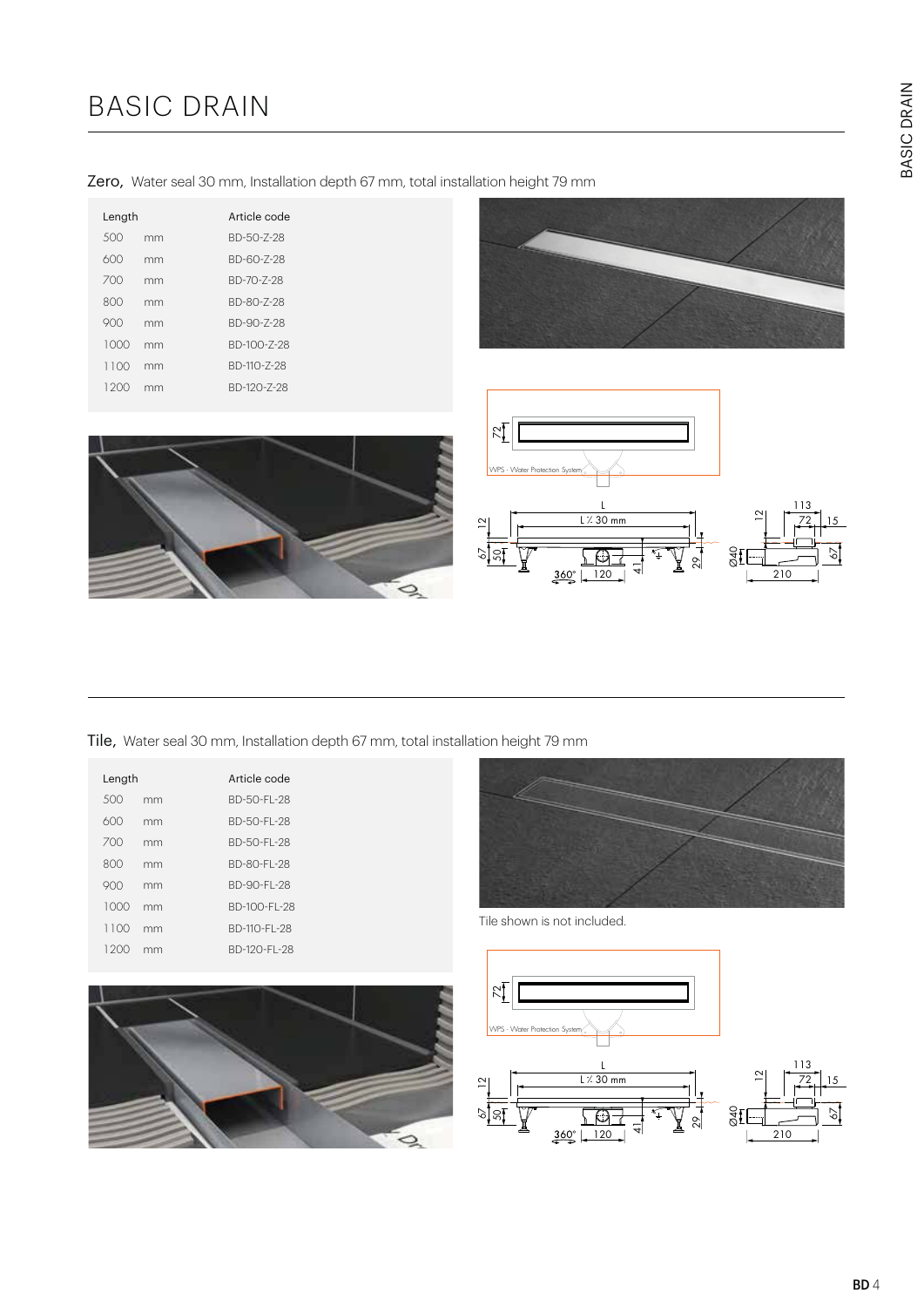# BASIC DRAIN

Zero, Water seal 30 mm, Installation depth 67 mm, total installation height 79 mm

| Length | | Article code |
|---|---|---|
| 500 | mm | BD-50-Z-28 |
| 600 | mm | BD-60-Z-28 |
| 700 | mm | BD-70-Z-28 |
| 800 | mm | BD-80-Z-28 |
| 900 | mm | BD-90-Z-28 |
| 1000 | mm | BD-100-Z-28 |
| 1100 | mm | BD-110-Z-28 |
| 1200 | mm | BD-120-Z-28 |

Tile, Water seal 30 mm, Installation depth 67 mm, total installation height 79 mm

| Length | | Article code |
|---|---|---|
| 500 | mm | BD-50-FL-28 |
| 600 | mm | BD-50-FL-28 |
| 700 | mm | BD-50-FL-28 |
| 800 | mm | BD-80-FL-28 |
| 900 | mm | BD-90-FL-28 |
| 1000 | mm | BD-100-FL-28 |
| 1100 | mm | BD-110-FL-28 |
| 1200 | mm | BD-120-FL-28 |

Tile shown is not included.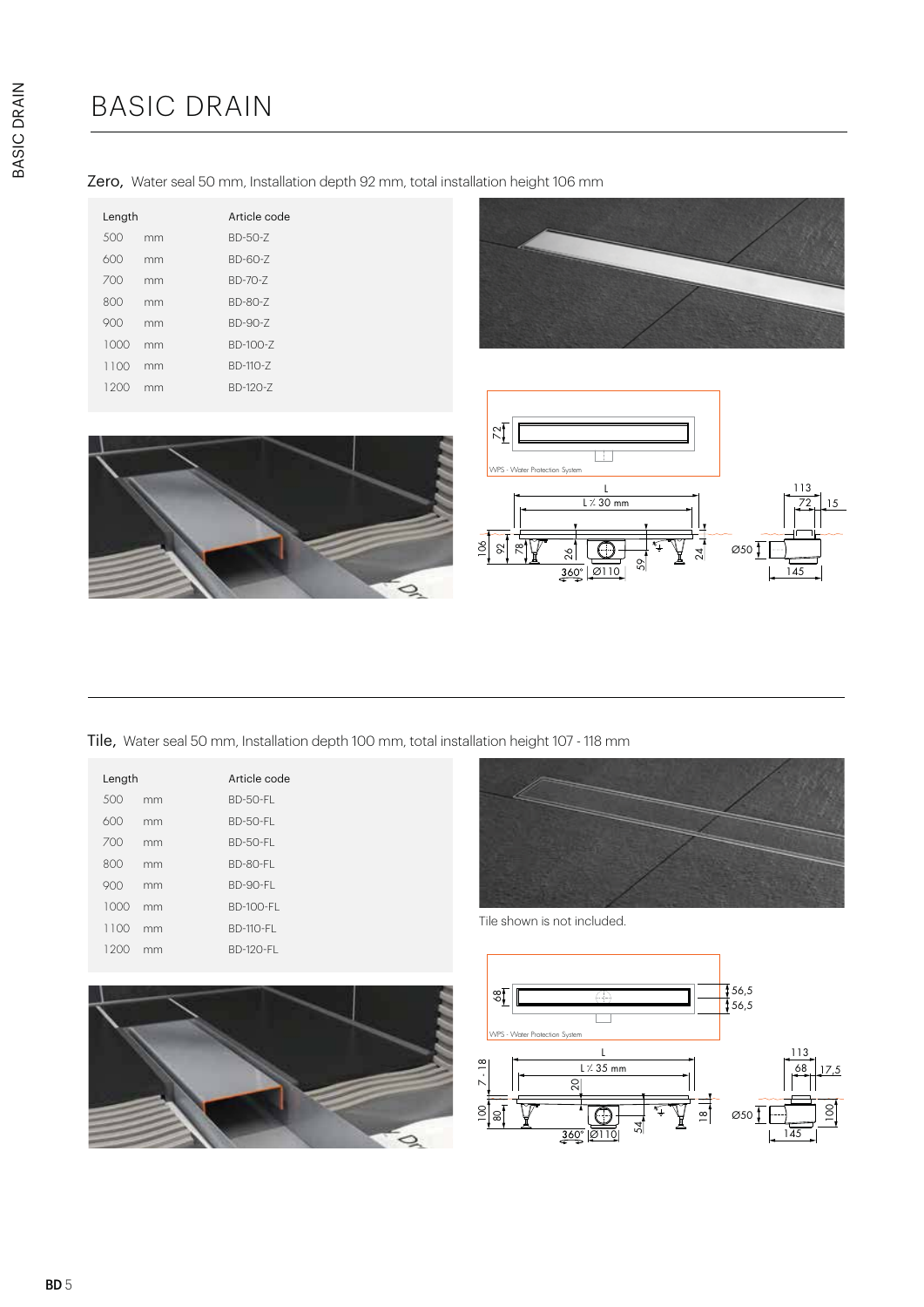# BASIC DRAIN

## Zero, Water seal 50 mm, Installation depth 92 mm, total installation height 106 mm

| Length | | Article code |
|---|---|---|
| 500 | mm | BD-50-Z |
| 600 | mm | BD-60-Z |
| 700 | mm | BD-70-Z |
| 800 | mm | BD-80-Z |
| 900 | mm | BD-90-Z |
| 1000 | mm | BD-100-Z |
| 1100 | mm | BD-110-Z |
| 1200 | mm | BD-120-Z |

## Tile, Water seal 50 mm, Installation depth 100 mm, total installation height 107 - 118 mm

| Length | | Article code |
|---|---|---|
| 500 | mm | BD-50-FL |
| 600 | mm | BD-50-FL |
| 700 | mm | BD-50-FL |
| 800 | mm | BD-80-FL |
| 900 | mm | BD-90-FL |
| 1000 | mm | BD-100-FL |
| 1100 | mm | BD-110-FL |
| 1200 | mm | BD-120-FL |

Tile shown is not included.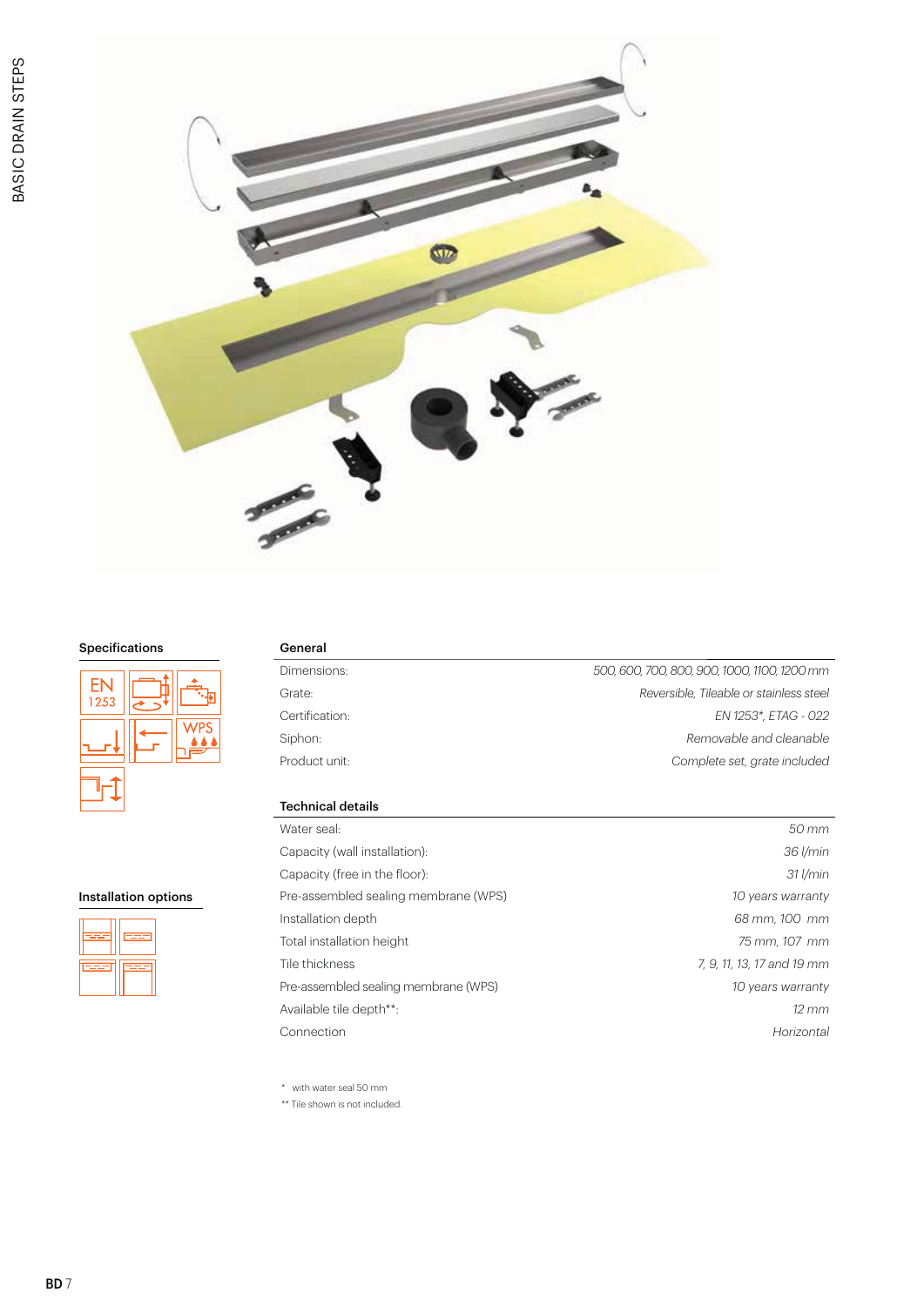### Specifications

EN 1253

WPS

### Installation options

### General

| | |
|---|---|
| Dimensions: | *500, 600, 700, 800, 900, 1000, 1100, 1200 mm* |
| Grate: | *Reversible, Tileable or stainless steel* |
| Certification: | *EN 1253*, ETAG - 022* |
| Siphon: | *Removable and cleanable* |
| Product unit: | *Complete set, grate included* |

### Technical details

| | |
|---|---|
| Water seal: | *50 mm* |
| Capacity (wall installation): | *36 l/min* |
| Capacity (free in the floor): | *31 l/min* |
| Pre-assembled sealing membrane (WPS) | *10 years warranty* |
| Installation depth | *68 mm, 100 mm* |
| Total installation height | *75 mm, 107 mm* |
| Tile thickness | *7, 9, 11, 13, 17 and 19 mm* |
| Pre-assembled sealing membrane (WPS) | *10 years warranty* |
| Available tile depth**: | *12 mm* |
| Connection | *Horizontal* |

\* with water seal 50 mm

** Tile shown is not included.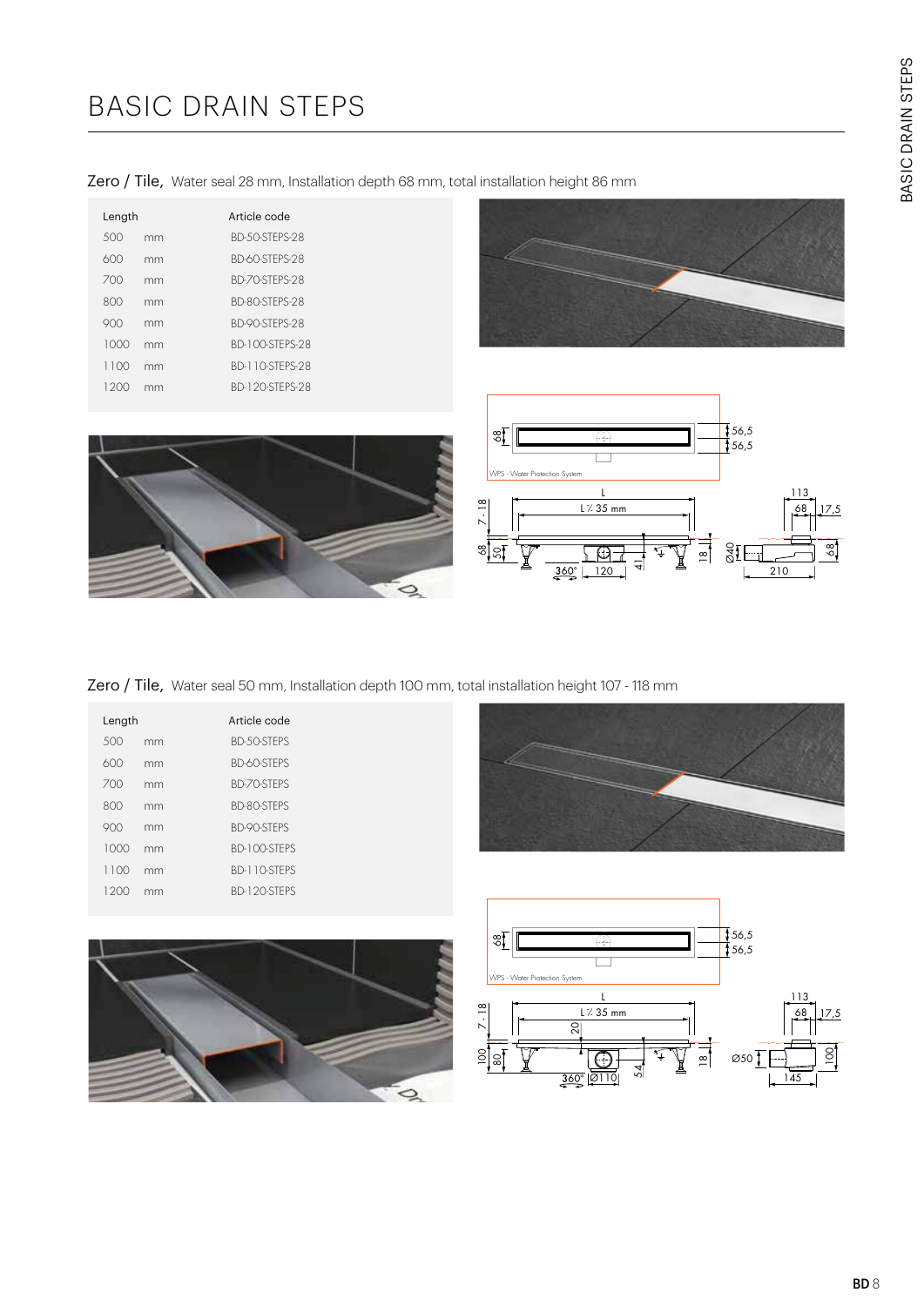# BASIC DRAIN STEPS

## Zero / Tile, Water seal 28 mm, Installation depth 68 mm, total installation height 86 mm

| Length | | Article code |
|---|---|---|
| 500 | mm | BD-50-STEPS-28 |
| 600 | mm | BD-60-STEPS-28 |
| 700 | mm | BD-70-STEPS-28 |
| 800 | mm | BD-80-STEPS-28 |
| 900 | mm | BD-90-STEPS-28 |
| 1000 | mm | BD-100-STEPS-28 |
| 1100 | mm | BD-110-STEPS-28 |
| 1200 | mm | BD-120-STEPS-28 |

68
56,5
56,5
WPS - Water Protection System
L
L ⁄ 35 mm
7 - 18
68
50
360°
120
41
18
113
68
17,5
Ø40
68
210

## Zero / Tile, Water seal 50 mm, Installation depth 100 mm, total installation height 107 - 118 mm

| Length | | Article code |
|---|---|---|
| 500 | mm | BD-50-STEPS |
| 600 | mm | BD-60-STEPS |
| 700 | mm | BD-70-STEPS |
| 800 | mm | BD-80-STEPS |
| 900 | mm | BD-90-STEPS |
| 1000 | mm | BD-100-STEPS |
| 1100 | mm | BD-110-STEPS |
| 1200 | mm | BD-120-STEPS |

68
56,5
56,5
WPS - Water Protection System
L
L ⁄ 35 mm
7 - 18
20
100
80
360°
Ø110
54
18
113
68
17,5
Ø50
100
145